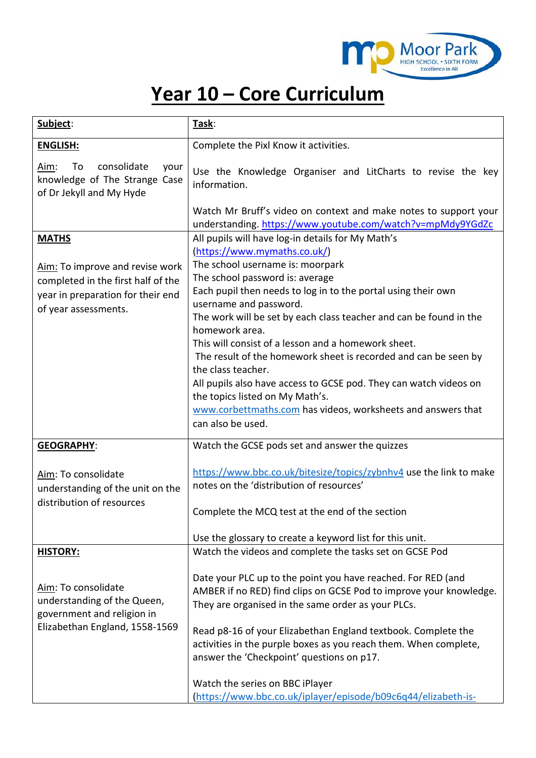# Year 10 – Core Curriculum

| **Subject**: | **Task**: |
| --- | --- |
| **ENGLISH:**<br><br>Aim: To consolidate your knowledge of The Strange Case of Dr Jekyll and My Hyde | Complete the Pixl Know it activities.<br><br>Use the Knowledge Organiser and LitCharts to revise the key information.<br><br>Watch Mr Bruff's video on context and make notes to support your understanding. https://www.youtube.com/watch?v=mpMdy9YGdZc |
| **MATHS**<br><br>Aim: To improve and revise work completed in the first half of the year in preparation for their end of year assessments. | All pupils will have log-in details for My Math's (https://www.mymaths.co.uk/)<br>The school username is: moorpark<br>The school password is: average<br>Each pupil then needs to log in to the portal using their own username and password.<br>The work will be set by each class teacher and can be found in the homework area.<br>This will consist of a lesson and a homework sheet.<br>The result of the homework sheet is recorded and can be seen by the class teacher.<br>All pupils also have access to GCSE pod. They can watch videos on the topics listed on My Math's.<br>www.corbettmaths.com has videos, worksheets and answers that can also be used. |
| **GEOGRAPHY**:<br><br>Aim: To consolidate understanding of the unit on the distribution of resources | Watch the GCSE pods set and answer the quizzes<br><br>https://www.bbc.co.uk/bitesize/topics/zybnhv4 use the link to make notes on the 'distribution of resources'<br><br>Complete the MCQ test at the end of the section<br><br>Use the glossary to create a keyword list for this unit. |
| **HISTORY:**<br><br>Aim: To consolidate understanding of the Queen, government and religion in Elizabethan England, 1558-1569 | Watch the videos and complete the tasks set on GCSE Pod<br><br>Date your PLC up to the point you have reached. For RED (and AMBER if no RED) find clips on GCSE Pod to improve your knowledge. They are organised in the same order as your PLCs.<br><br>Read p8-16 of your Elizabethan England textbook. Complete the activities in the purple boxes as you reach them. When complete, answer the 'Checkpoint' questions on p17.<br><br>Watch the series on BBC iPlayer (https://www.bbc.co.uk/iplayer/episode/b09c6q44/elizabeth-is- |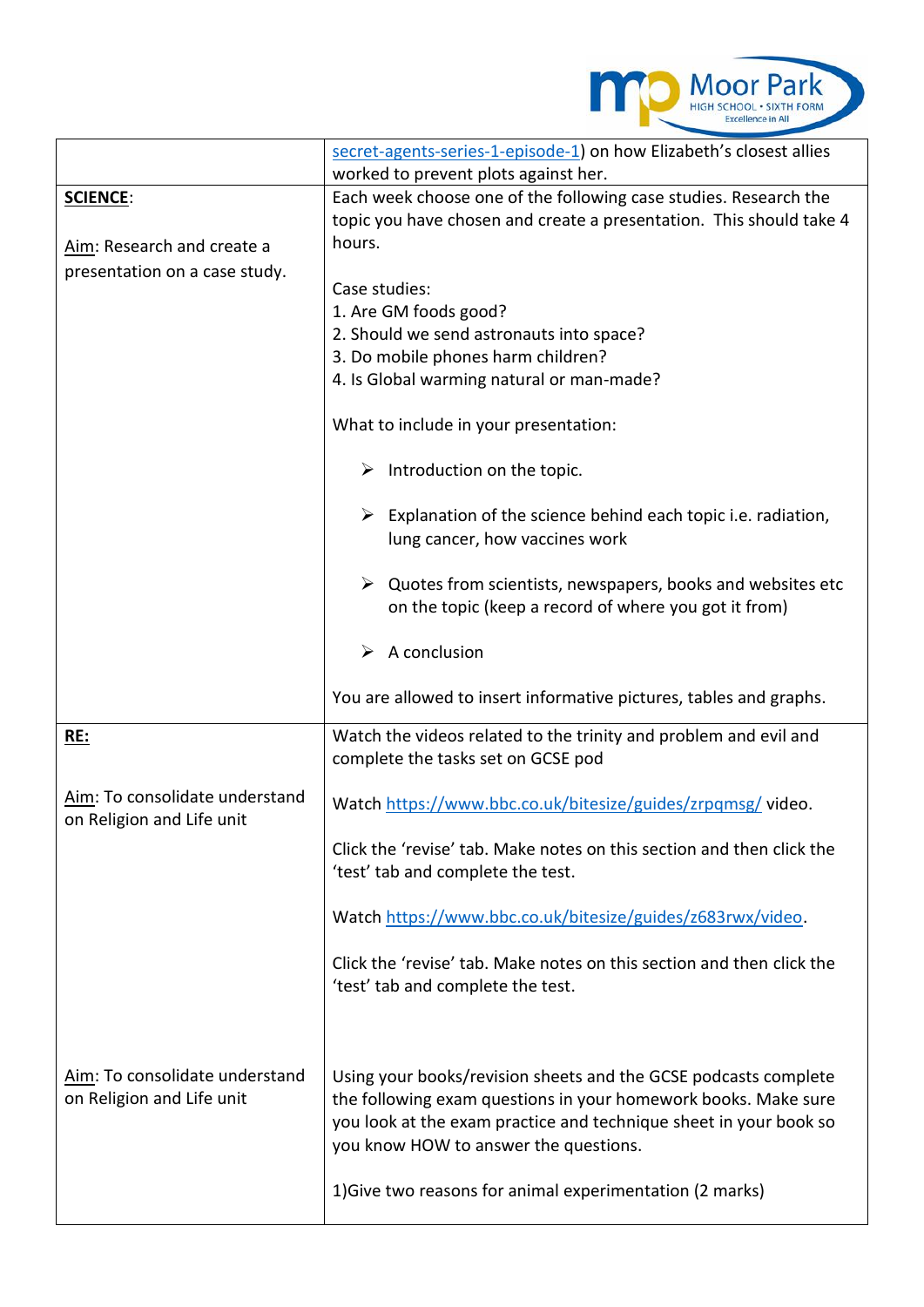| | |
|---|---|
| | secret-agents-series-1-episode-1) on how Elizabeth's closest allies worked to prevent plots against her. |
| **SCIENCE**:<br><br>Aim: Research and create a presentation on a case study. | Each week choose one of the following case studies. Research the topic you have chosen and create a presentation. This should take 4 hours.<br><br>Case studies:<br>1. Are GM foods good?<br>2. Should we send astronauts into space?<br>3. Do mobile phones harm children?<br>4. Is Global warming natural or man-made?<br><br>What to include in your presentation:<br><br>➢ Introduction on the topic.<br><br>➢ Explanation of the science behind each topic i.e. radiation, lung cancer, how vaccines work<br><br>➢ Quotes from scientists, newspapers, books and websites etc on the topic (keep a record of where you got it from)<br><br>➢ A conclusion<br><br>You are allowed to insert informative pictures, tables and graphs. |
| **RE:**<br><br>Aim: To consolidate understand on Religion and Life unit | Watch the videos related to the trinity and problem and evil and complete the tasks set on GCSE pod<br><br>Watch https://www.bbc.co.uk/bitesize/guides/zrpqmsg/ video.<br><br>Click the 'revise' tab. Make notes on this section and then click the 'test' tab and complete the test.<br><br>Watch https://www.bbc.co.uk/bitesize/guides/z683rwx/video.<br><br>Click the 'revise' tab. Make notes on this section and then click the 'test' tab and complete the test. |
| Aim: To consolidate understand on Religion and Life unit | Using your books/revision sheets and the GCSE podcasts complete the following exam questions in your homework books. Make sure you look at the exam practice and technique sheet in your book so you know HOW to answer the questions.<br><br>1)Give two reasons for animal experimentation (2 marks) |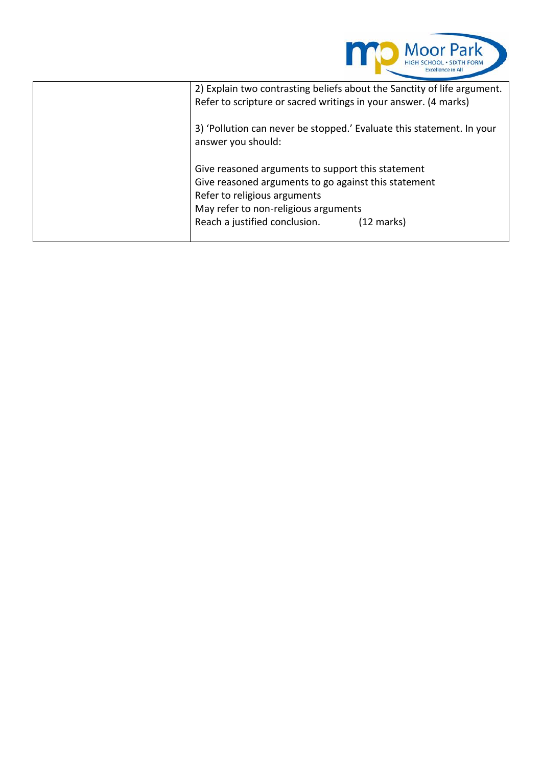| | 2) Explain two contrasting beliefs about the Sanctity of life argument. Refer to scripture or sacred writings in your answer. (4 marks)<br><br>3) 'Pollution can never be stopped.' Evaluate this statement. In your answer you should:<br><br>Give reasoned arguments to support this statement<br>Give reasoned arguments to go against this statement<br>Refer to religious arguments<br>May refer to non-religious arguments<br>Reach a justified conclusion. (12 marks) |
|---|---|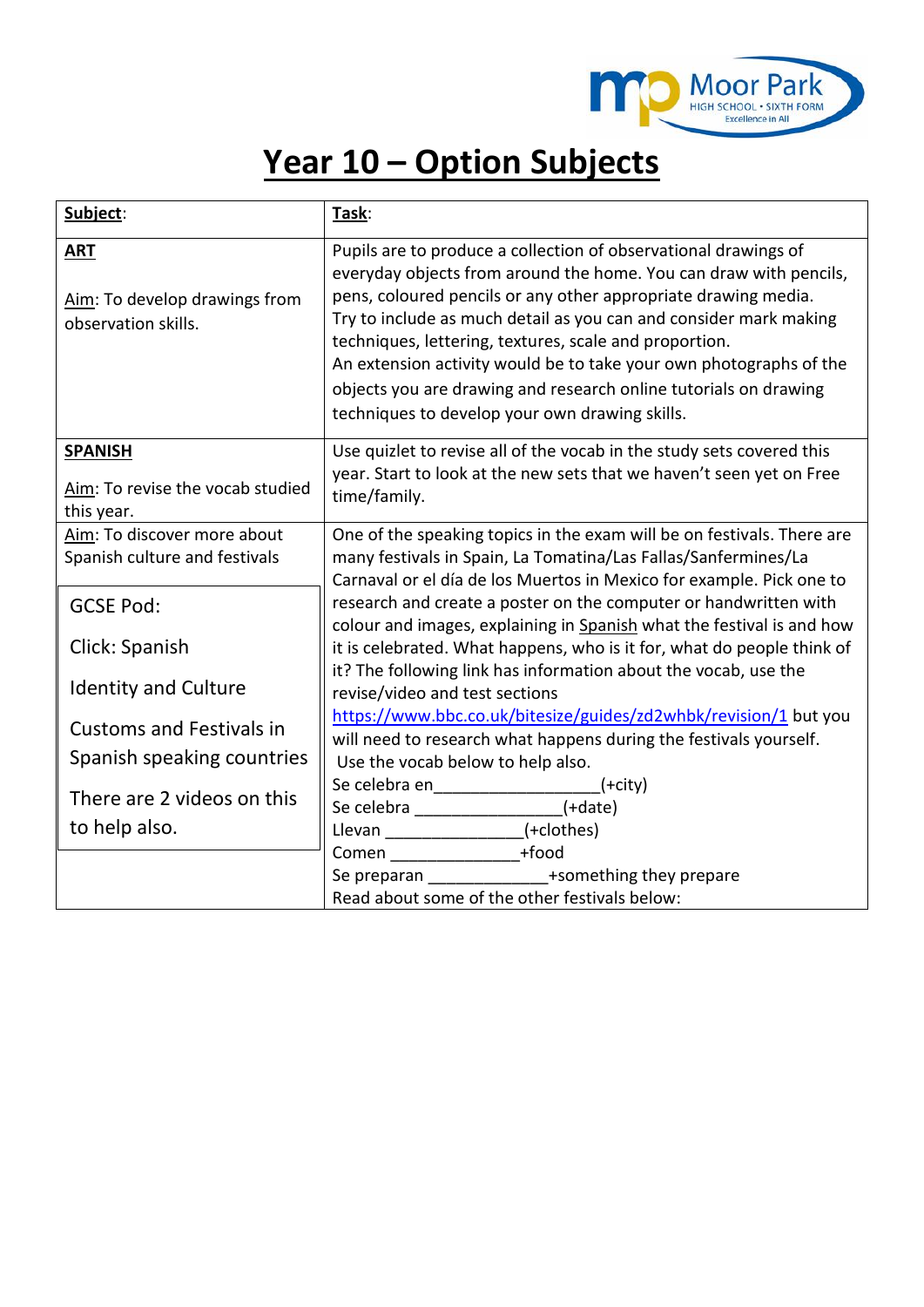# Year 10 – Option Subjects

| **Subject**: | **Task**: |
|---|---|
| **ART**<br><br>Aim: To develop drawings from observation skills. | Pupils are to produce a collection of observational drawings of everyday objects from around the home. You can draw with pencils, pens, coloured pencils or any other appropriate drawing media.<br>Try to include as much detail as you can and consider mark making techniques, lettering, textures, scale and proportion.<br>An extension activity would be to take your own photographs of the objects you are drawing and research online tutorials on drawing techniques to develop your own drawing skills. |
| **SPANISH**<br><br>Aim: To revise the vocab studied this year. | Use quizlet to revise all of the vocab in the study sets covered this year. Start to look at the new sets that we haven't seen yet on Free time/family. |
| Aim: To discover more about Spanish culture and festivals<br><br>GCSE Pod:<br><br>Click: Spanish<br><br>Identity and Culture<br><br>Customs and Festivals in Spanish speaking countries<br><br>There are 2 videos on this to help also. | One of the speaking topics in the exam will be on festivals. There are many festivals in Spain, La Tomatina/Las Fallas/Sanfermines/La Carnaval or el día de los Muertos in Mexico for example. Pick one to research and create a poster on the computer or handwritten with colour and images, explaining in Spanish what the festival is and how it is celebrated. What happens, who is it for, what do people think of it? The following link has information about the vocab, use the revise/video and test sections https://www.bbc.co.uk/bitesize/guides/zd2whbk/revision/1 but you will need to research what happens during the festivals yourself.<br>Use the vocab below to help also.<br>Se celebra en__________________(+city)<br>Se celebra ________________(+date)<br>Llevan _______________(+clothes)<br>Comen ______________+food<br>Se preparan _____________+something they prepare<br>Read about some of the other festivals below: |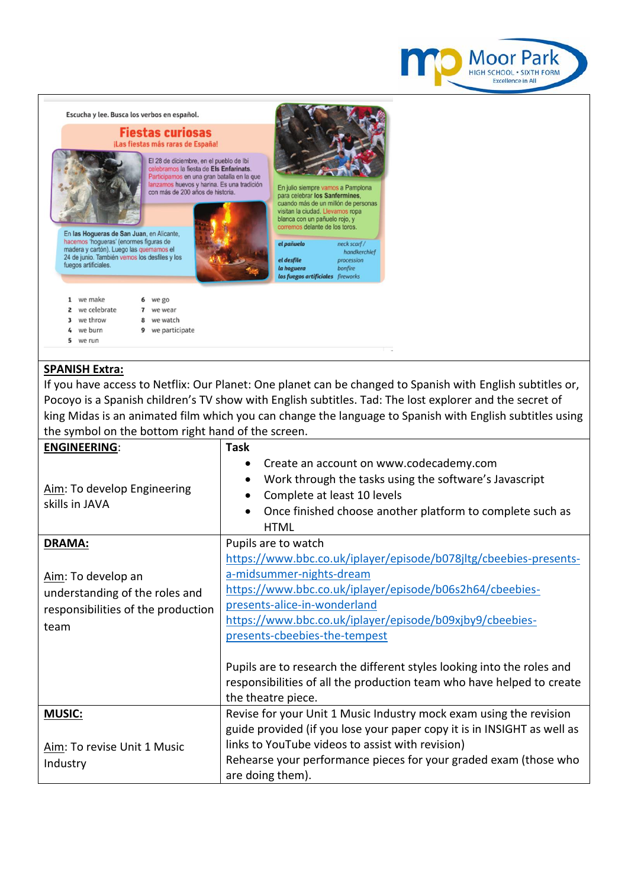Escucha y lee. Busca los verbos en español.

## Fiestas curiosas

¡Las fiestas más raras de España!

El 28 de diciembre, en el pueblo de Ibi celebramos la fiesta de **Els Enfarinats**. Participamos en una gran batalla en la que lanzamos huevos y harina. Es una tradición con más de 200 años de historia.

En julio siempre vamos a Pamplona para celebrar **los Sanfermines**, cuando más de un millón de personas visitan la ciudad. Llevamos ropa blanca con un pañuelo rojo, y corremos delante de los toros.

En **las Hogueras de San Juan**, en Alicante, hacemos 'hogueras' (enormes figuras de madera y cartón). Luego las quemamos el 24 de junio. También vemos los desfiles y los fuegos artificiales.

| | |
|---|---|
| *el pañuelo* | *neck scarf / handkerchief* |
| *el desfile* | *procession* |
| *la hoguera* | *bonfire* |
| *los fuegos artificiales* | *fireworks* |

1. we make
2. we celebrate
3. we throw
4. we burn
5. we run
6. we go
7. we wear
8. we watch
9. we participate

**SPANISH Extra:**

If you have access to Netflix: Our Planet: One planet can be changed to Spanish with English subtitles or, Pocoyo is a Spanish children's TV show with English subtitles. Tad: The lost explorer and the secret of king Midas is an animated film which you can change the language to Spanish with English subtitles using the symbol on the bottom right hand of the screen.

| **ENGINEERING**:<br><br>Aim: To develop Engineering skills in JAVA | **Task**<br>• Create an account on www.codecademy.com<br>• Work through the tasks using the software's Javascript<br>• Complete at least 10 levels<br>• Once finished choose another platform to complete such as HTML |
|---|---|
| **DRAMA:**<br><br>Aim: To develop an understanding of the roles and responsibilities of the production team | Pupils are to watch<br>https://www.bbc.co.uk/iplayer/episode/b078jltg/cbeebies-presents-a-midsummer-nights-dream<br>https://www.bbc.co.uk/iplayer/episode/b06s2h64/cbeebies-presents-alice-in-wonderland<br>https://www.bbc.co.uk/iplayer/episode/b09xjby9/cbeebies-presents-cbeebies-the-tempest<br><br>Pupils are to research the different styles looking into the roles and responsibilities of all the production team who have helped to create the theatre piece. |
| **MUSIC:**<br><br>Aim: To revise Unit 1 Music Industry | Revise for your Unit 1 Music Industry mock exam using the revision guide provided (if you lose your paper copy it is in INSIGHT as well as links to YouTube videos to assist with revision)<br>Rehearse your performance pieces for your graded exam (those who are doing them). |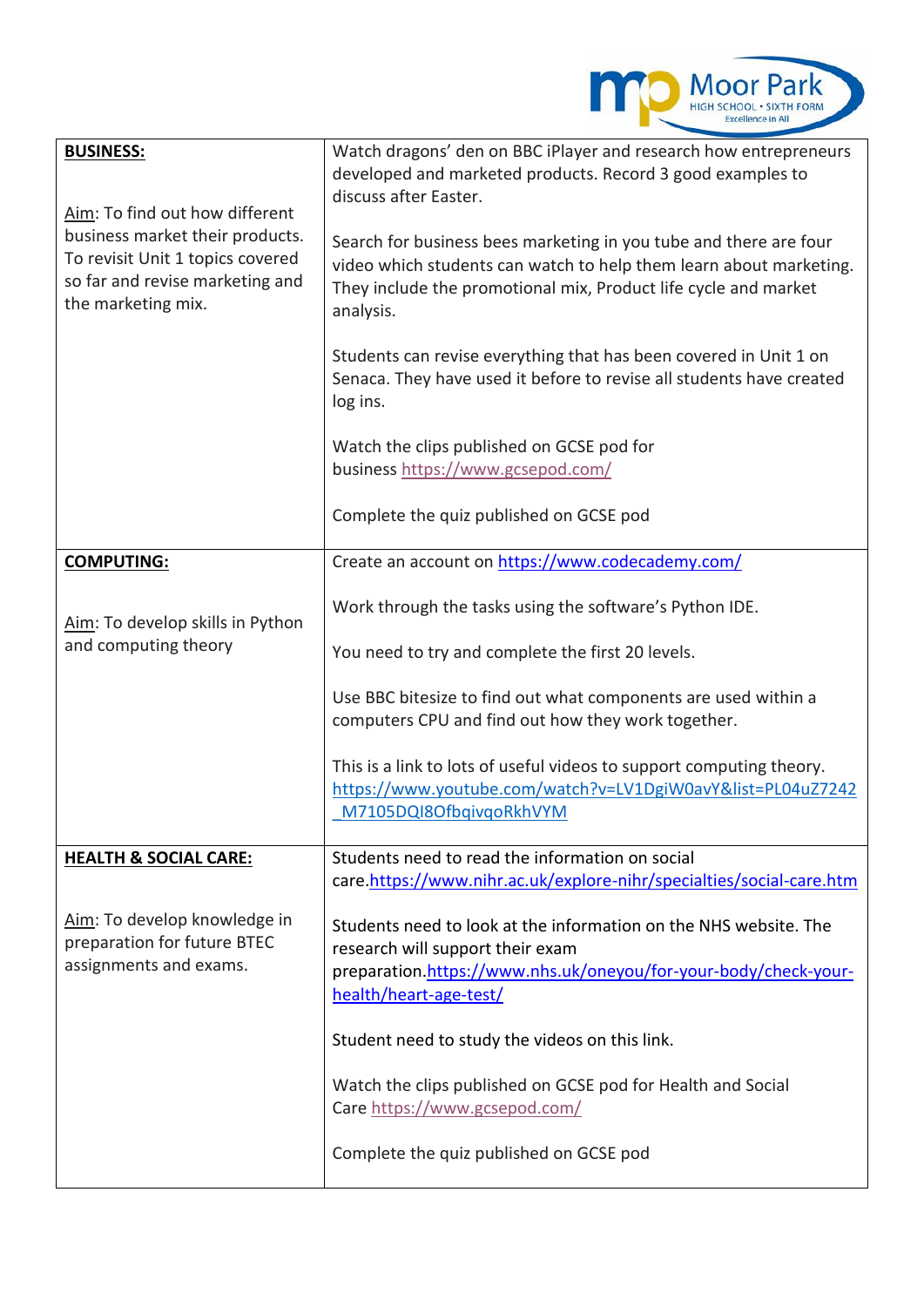| | |
|---|---|
| **BUSINESS:**<br><br>Aim: To find out how different business market their products. To revisit Unit 1 topics covered so far and revise marketing and the marketing mix. | Watch dragons' den on BBC iPlayer and research how entrepreneurs developed and marketed products. Record 3 good examples to discuss after Easter.<br><br>Search for business bees marketing in you tube and there are four video which students can watch to help them learn about marketing. They include the promotional mix, Product life cycle and market analysis.<br><br>Students can revise everything that has been covered in Unit 1 on Senaca. They have used it before to revise all students have created log ins.<br><br>Watch the clips published on GCSE pod for business https://www.gcsepod.com/<br><br>Complete the quiz published on GCSE pod |
| **COMPUTING:**<br><br>Aim: To develop skills in Python and computing theory | Create an account on https://www.codecademy.com/<br><br>Work through the tasks using the software's Python IDE.<br><br>You need to try and complete the first 20 levels.<br><br>Use BBC bitesize to find out what components are used within a computers CPU and find out how they work together.<br><br>This is a link to lots of useful videos to support computing theory. https://www.youtube.com/watch?v=LV1DgiW0avY&list=PL04uZ7242_M7105DQI8OfbqivqoRkhVYM |
| **HEALTH & SOCIAL CARE:**<br><br>Aim: To develop knowledge in preparation for future BTEC assignments and exams. | Students need to read the information on social care.https://www.nihr.ac.uk/explore-nihr/specialties/social-care.htm<br><br>Students need to look at the information on the NHS website. The research will support their exam preparation.https://www.nhs.uk/oneyou/for-your-body/check-your-health/heart-age-test/<br><br>Student need to study the videos on this link.<br><br>Watch the clips published on GCSE pod for Health and Social Care https://www.gcsepod.com/<br><br>Complete the quiz published on GCSE pod |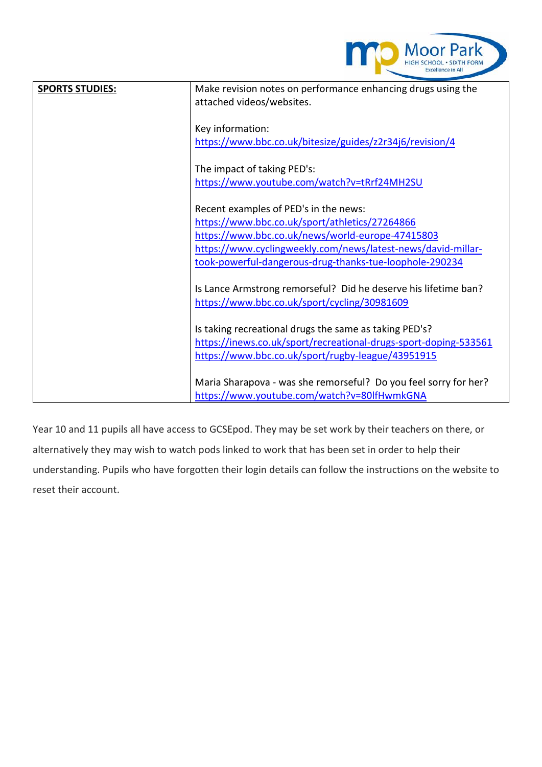| | |
|---|---|
| **SPORTS STUDIES:** | Make revision notes on performance enhancing drugs using the attached videos/websites.<br><br>Key information:<br>https://www.bbc.co.uk/bitesize/guides/z2r34j6/revision/4<br><br>The impact of taking PED's:<br>https://www.youtube.com/watch?v=tRrf24MH2SU<br><br>Recent examples of PED's in the news:<br>https://www.bbc.co.uk/sport/athletics/27264866<br>https://www.bbc.co.uk/news/world-europe-47415803<br>https://www.cyclingweekly.com/news/latest-news/david-millar-took-powerful-dangerous-drug-thanks-tue-loophole-290234<br><br>Is Lance Armstrong remorseful? Did he deserve his lifetime ban?<br>https://www.bbc.co.uk/sport/cycling/30981609<br><br>Is taking recreational drugs the same as taking PED's?<br>https://inews.co.uk/sport/recreational-drugs-sport-doping-533561<br>https://www.bbc.co.uk/sport/rugby-league/43951915<br><br>Maria Sharapova - was she remorseful? Do you feel sorry for her?<br>https://www.youtube.com/watch?v=80lfHwmkGNA |

Year 10 and 11 pupils all have access to GCSEpod. They may be set work by their teachers on there, or alternatively they may wish to watch pods linked to work that has been set in order to help their understanding. Pupils who have forgotten their login details can follow the instructions on the website to reset their account.